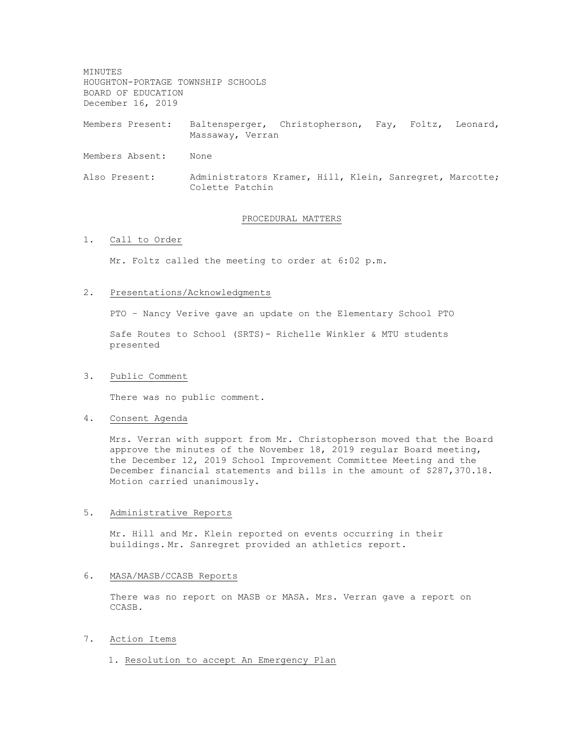MINUTES
HOUGHTON-PORTAGE TOWNSHIP SCHOOLS
BOARD OF EDUCATION
December 16, 2019

| | |
|---|---|
| Members Present: | Baltensperger, Christopherson, Fay, Foltz, Leonard, Massaway, Verran |
| Members Absent: | None |
| Also Present: | Administrators Kramer, Hill, Klein, Sanregret, Marcotte; Colette Patchin |

## PROCEDURAL MATTERS

1. Call to Order

   Mr. Foltz called the meeting to order at 6:02 p.m.

2. Presentations/Acknowledgments

   PTO – Nancy Verive gave an update on the Elementary School PTO

   Safe Routes to School (SRTS)- Richelle Winkler & MTU students presented

3. Public Comment

   There was no public comment.

4. Consent Agenda

   Mrs. Verran with support from Mr. Christopherson moved that the Board approve the minutes of the November 18, 2019 regular Board meeting, the December 12, 2019 School Improvement Committee Meeting and the December financial statements and bills in the amount of $287,370.18. Motion carried unanimously.

5. Administrative Reports

   Mr. Hill and Mr. Klein reported on events occurring in their buildings. Mr. Sanregret provided an athletics report.

6. MASA/MASB/CCASB Reports

   There was no report on MASB or MASA. Mrs. Verran gave a report on CCASB.

7. Action Items

   1. Resolution to accept An Emergency Plan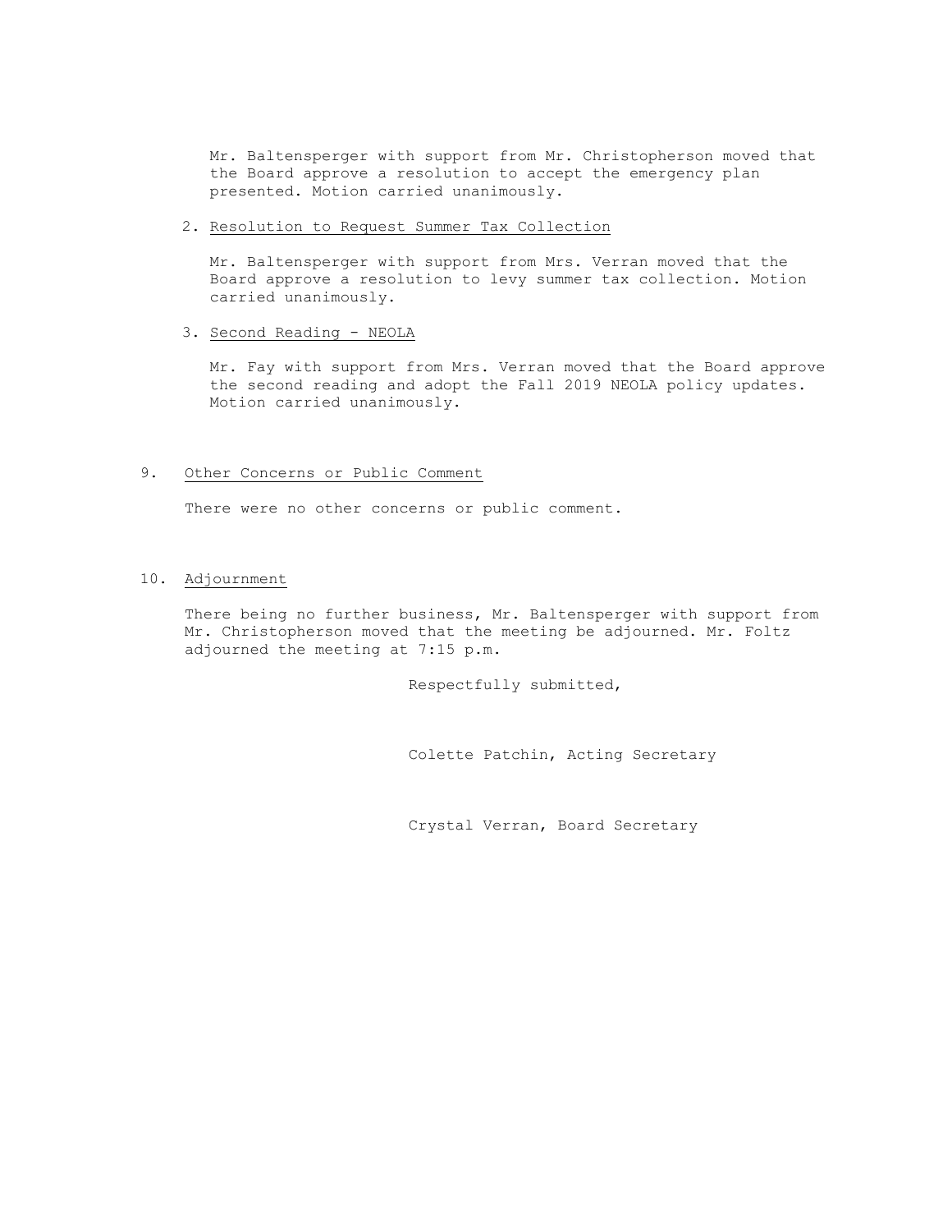Mr. Baltensperger with support from Mr. Christopherson moved that the Board approve a resolution to accept the emergency plan presented. Motion carried unanimously.

2. Resolution to Request Summer Tax Collection

   Mr. Baltensperger with support from Mrs. Verran moved that the Board approve a resolution to levy summer tax collection. Motion carried unanimously.

3. Second Reading - NEOLA

   Mr. Fay with support from Mrs. Verran moved that the Board approve the second reading and adopt the Fall 2019 NEOLA policy updates. Motion carried unanimously.

9. Other Concerns or Public Comment

   There were no other concerns or public comment.

10. Adjournment

    There being no further business, Mr. Baltensperger with support from Mr. Christopherson moved that the meeting be adjourned. Mr. Foltz adjourned the meeting at 7:15 p.m.

Respectfully submitted,

Colette Patchin, Acting Secretary

Crystal Verran, Board Secretary